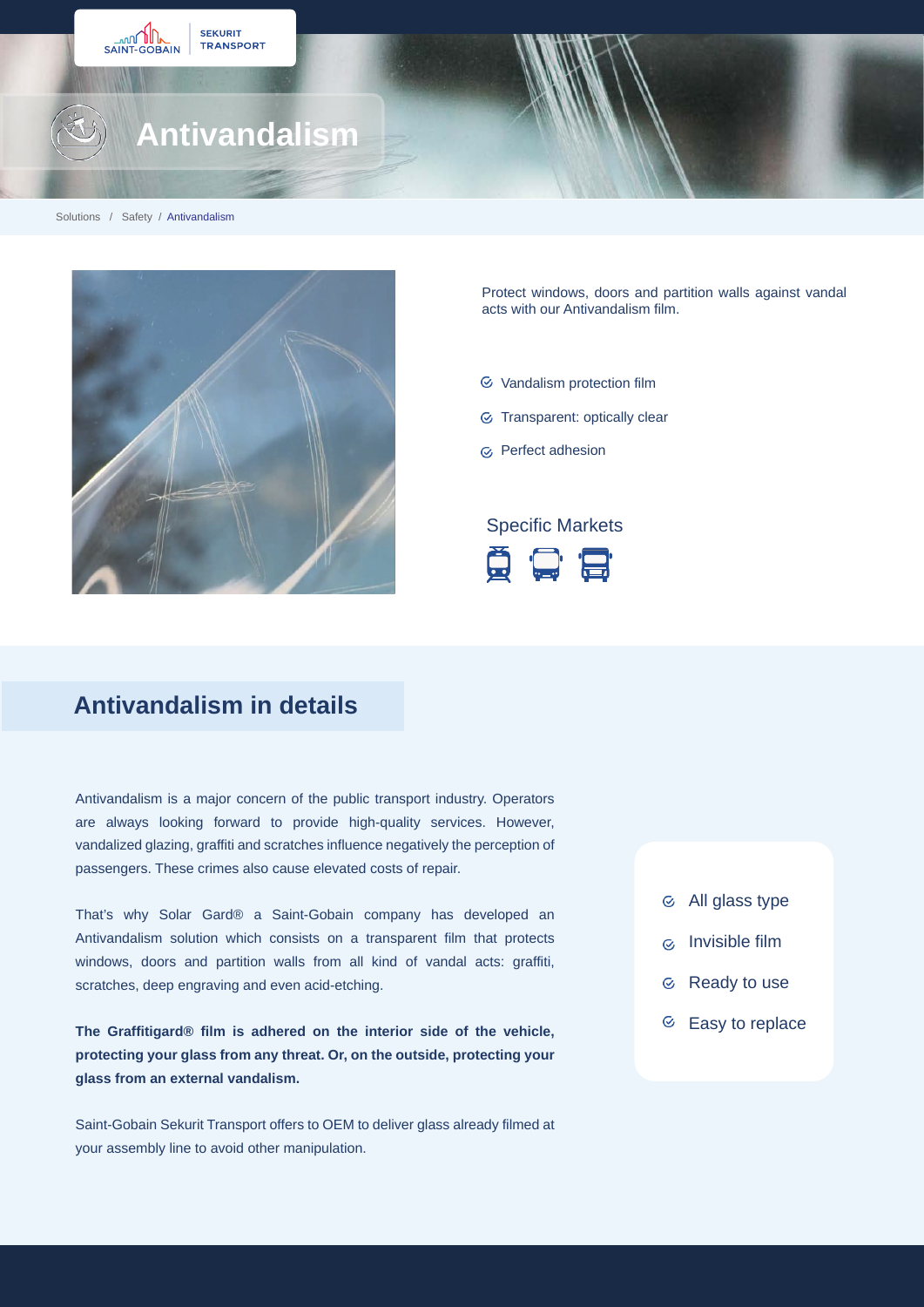SAINT-GOBAIN | SEKURIT TRANSPORT

# Antivandalism

Solutions / Safety / Antivandalism

Protect windows, doors and partition walls against vandal acts with our Antivandalism film.

- Vandalism protection film
- Transparent: optically clear
- Perfect adhesion

### Specific Markets

## Antivandalism in details

Antivandalism is a major concern of the public transport industry. Operators are always looking forward to provide high-quality services. However, vandalized glazing, graffiti and scratches influence negatively the perception of passengers. These crimes also cause elevated costs of repair.

That's why Solar Gard® a Saint-Gobain company has developed an Antivandalism solution which consists on a transparent film that protects windows, doors and partition walls from all kind of vandal acts: graffiti, scratches, deep engraving and even acid-etching.

**The Graffitigard® film is adhered on the interior side of the vehicle, protecting your glass from any threat. Or, on the outside, protecting your glass from an external vandalism.**

Saint-Gobain Sekurit Transport offers to OEM to deliver glass already filmed at your assembly line to avoid other manipulation.

- All glass type
- Invisible film
- Ready to use
- Easy to replace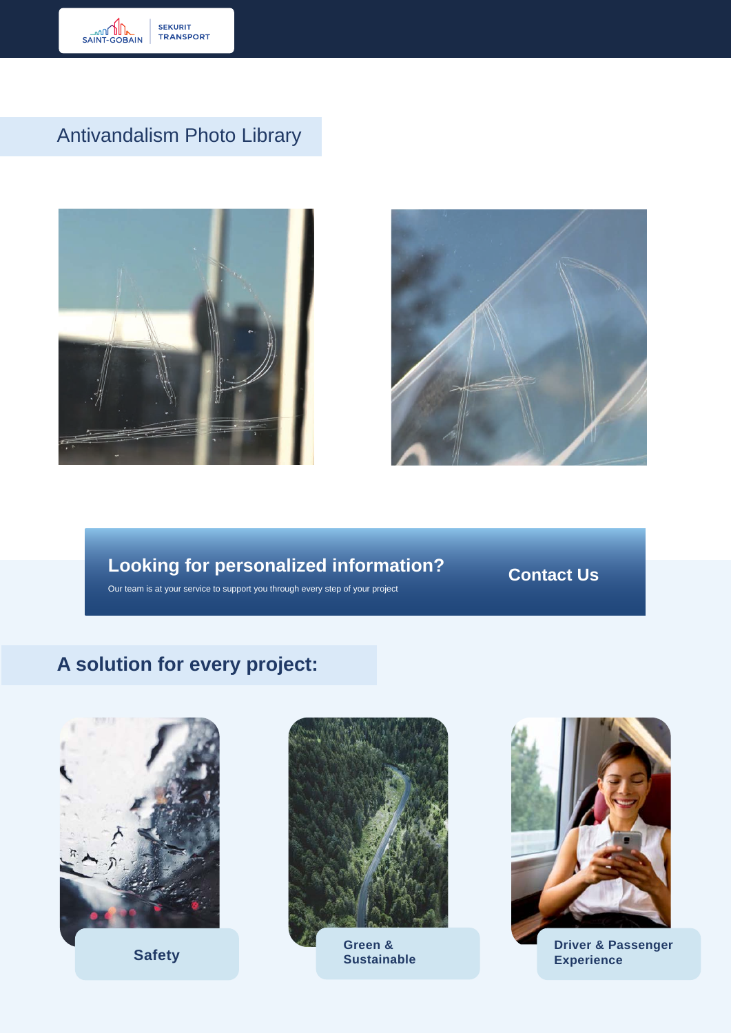## Antivandalism Photo Library

**Looking for personalized information?**

Our team is at your service to support you through every step of your project

**Contact Us**

## A solution for every project:

**Safety**

**Green & Sustainable**

**Driver & Passenger Experience**